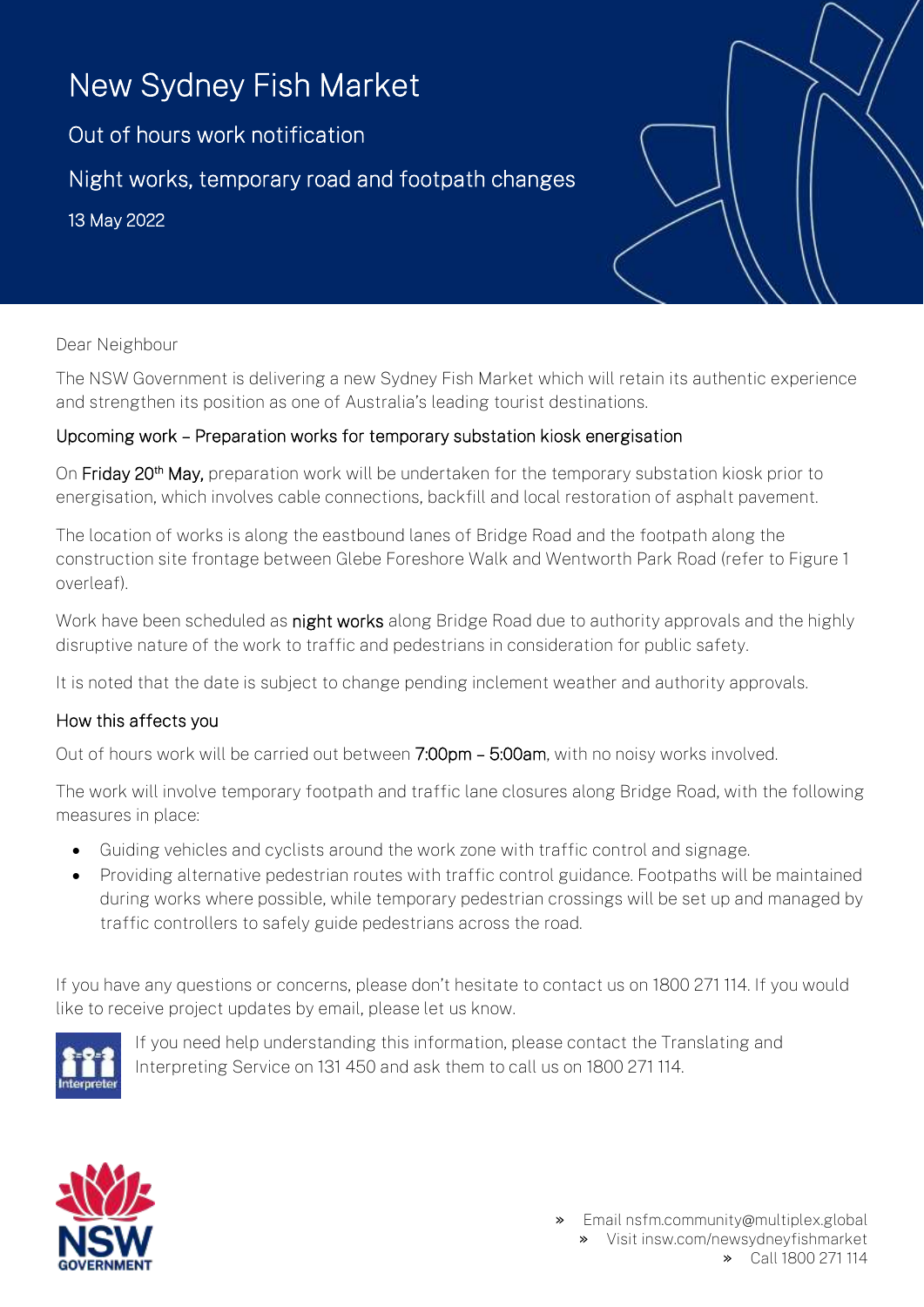# New Sydney Fish Market

## Out of hours work notification

## Night works, temporary road and footpath changes

13 May 2022

Dear Neighbour

The NSW Government is delivering a new Sydney Fish Market which will retain its authentic experience and strengthen its position as one of Australia's leading tourist destinations.

### Upcoming work – Preparation works for temporary substation kiosk energisation

On **Friday 20th May,** preparation work will be undertaken for the temporary substation kiosk prior to energisation, which involves cable connections, backfill and local restoration of asphalt pavement.

The location of works is along the eastbound lanes of Bridge Road and the footpath along the construction site frontage between Glebe Foreshore Walk and Wentworth Park Road (refer to Figure 1 overleaf).

Work have been scheduled as **night works** along Bridge Road due to authority approvals and the highly disruptive nature of the work to traffic and pedestrians in consideration for public safety.

It is noted that the date is subject to change pending inclement weather and authority approvals.

### How this affects you

Out of hours work will be carried out between **7:00pm – 5:00am**, with no noisy works involved.

The work will involve temporary footpath and traffic lane closures along Bridge Road, with the following measures in place:

- Guiding vehicles and cyclists around the work zone with traffic control and signage.
- Providing alternative pedestrian routes with traffic control guidance. Footpaths will be maintained during works where possible, while temporary pedestrian crossings will be set up and managed by traffic controllers to safely guide pedestrians across the road.

If you have any questions or concerns, please don't hesitate to contact us on 1800 271 114. If you would like to receive project updates by email, please let us know.

If you need help understanding this information, please contact the Translating and Interpreting Service on 131 450 and ask them to call us on 1800 271 114.

- Email nsfm.community@multiplex.global
- Visit insw.com/newsydneyfishmarket
- Call 1800 271 114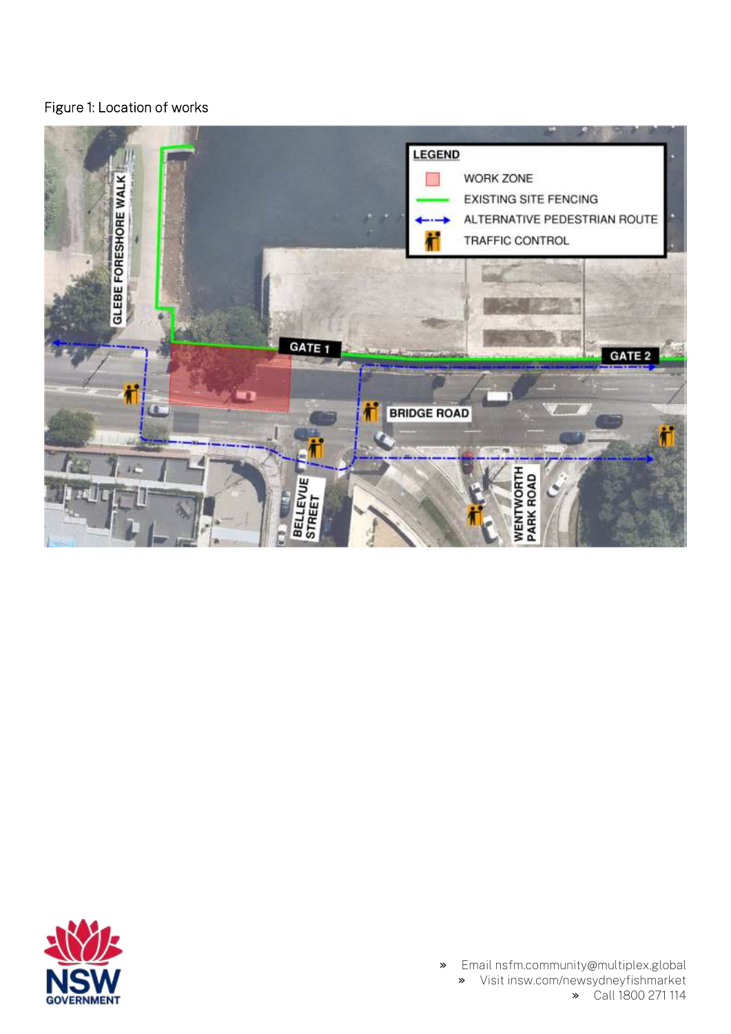Figure 1: Location of works

LEGEND

WORK ZONE

EXISTING SITE FENCING

ALTERNATIVE PEDESTRIAN ROUTE

TRAFFIC CONTROL

GLEBE FORESHORE WALK

GATE 1

GATE 2

BRIDGE ROAD

BELLEVUE STREET

WENTWORTH PARK ROAD

» Email nsfm.community@multiplex.global
» Visit insw.com/newsydneyfishmarket
» Call 1800 271 114